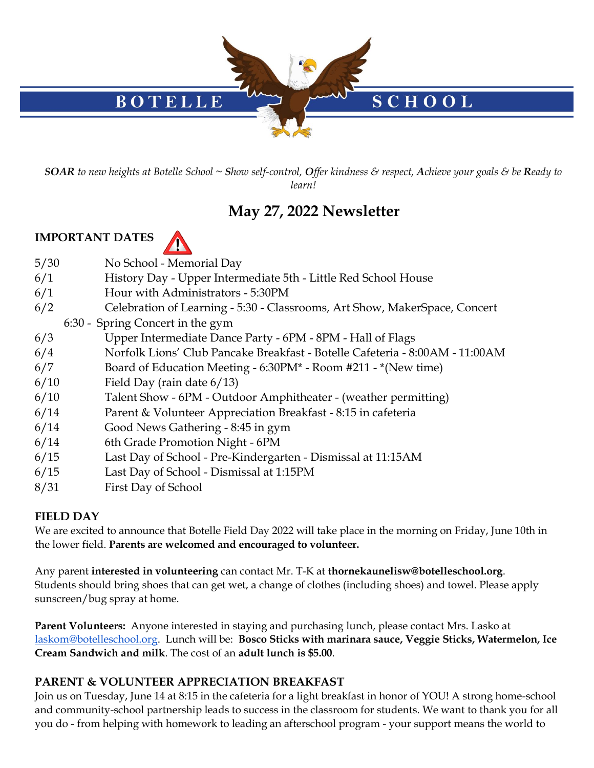# BOTELLE SCHOOL

*SOAR to new heights at Botelle School ~ Show self-control, Offer kindness & respect, Achieve your goals & be Ready to learn!*

## May 27, 2022 Newsletter

### IMPORTANT DATES

| | |
|---|---|
| 5/30 | No School - Memorial Day |
| 6/1 | History Day - Upper Intermediate 5th - Little Red School House |
| 6/1 | Hour with Administrators - 5:30PM |
| 6/2 | Celebration of Learning - 5:30 - Classrooms, Art Show, MakerSpace, Concert |
| | 6:30 - Spring Concert in the gym |
| 6/3 | Upper Intermediate Dance Party - 6PM - 8PM - Hall of Flags |
| 6/4 | Norfolk Lions' Club Pancake Breakfast - Botelle Cafeteria - 8:00AM - 11:00AM |
| 6/7 | Board of Education Meeting - 6:30PM* - Room #211 - *(New time) |
| 6/10 | Field Day (rain date 6/13) |
| 6/10 | Talent Show - 6PM - Outdoor Amphitheater - (weather permitting) |
| 6/14 | Parent & Volunteer Appreciation Breakfast - 8:15 in cafeteria |
| 6/14 | Good News Gathering - 8:45 in gym |
| 6/14 | 6th Grade Promotion Night - 6PM |
| 6/15 | Last Day of School - Pre-Kindergarten - Dismissal at 11:15AM |
| 6/15 | Last Day of School - Dismissal at 1:15PM |
| 8/31 | First Day of School |

### FIELD DAY

We are excited to announce that Botelle Field Day 2022 will take place in the morning on Friday, June 10th in the lower field. **Parents are welcomed and encouraged to volunteer.**

Any parent **interested in volunteering** can contact Mr. T-K at **thornekaunelisw@botelleschool.org**. Students should bring shoes that can get wet, a change of clothes (including shoes) and towel. Please apply sunscreen/bug spray at home.

**Parent Volunteers:** Anyone interested in staying and purchasing lunch, please contact Mrs. Lasko at laskom@botelleschool.org. Lunch will be: **Bosco Sticks with marinara sauce, Veggie Sticks, Watermelon, Ice Cream Sandwich and milk**. The cost of an **adult lunch is $5.00**.

### PARENT & VOLUNTEER APPRECIATION BREAKFAST

Join us on Tuesday, June 14 at 8:15 in the cafeteria for a light breakfast in honor of YOU! A strong home-school and community-school partnership leads to success in the classroom for students. We want to thank you for all you do - from helping with homework to leading an afterschool program - your support means the world to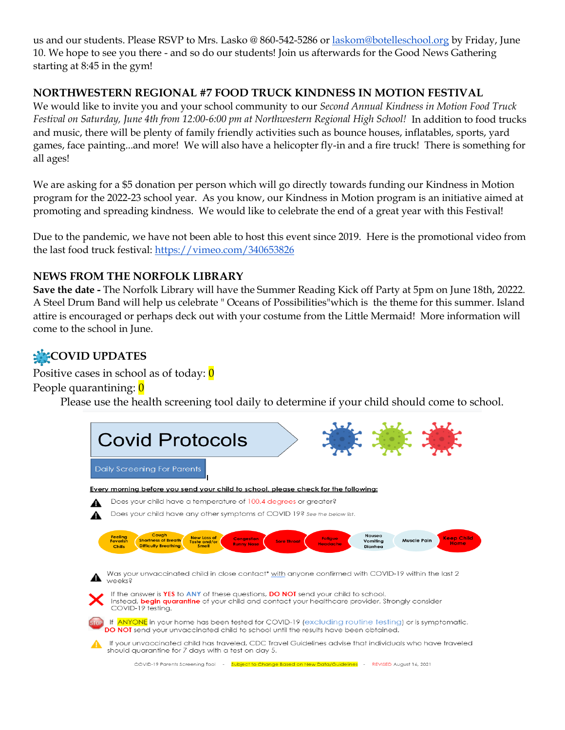us and our students. Please RSVP to Mrs. Lasko @ 860-542-5286 or laskom@botelleschool.org by Friday, June 10. We hope to see you there - and so do our students! Join us afterwards for the Good News Gathering starting at 8:45 in the gym!

## NORTHWESTERN REGIONAL #7 FOOD TRUCK KINDNESS IN MOTION FESTIVAL

We would like to invite you and your school community to our *Second Annual Kindness in Motion Food Truck Festival on Saturday, June 4th from 12:00-6:00 pm at Northwestern Regional High School!* In addition to food trucks and music, there will be plenty of family friendly activities such as bounce houses, inflatables, sports, yard games, face painting...and more! We will also have a helicopter fly-in and a fire truck! There is something for all ages!

We are asking for a $5 donation per person which will go directly towards funding our Kindness in Motion program for the 2022-23 school year. As you know, our Kindness in Motion program is an initiative aimed at promoting and spreading kindness. We would like to celebrate the end of a great year with this Festival!

Due to the pandemic, we have not been able to host this event since 2019. Here is the promotional video from the last food truck festival: https://vimeo.com/340653826

## NEWS FROM THE NORFOLK LIBRARY

**Save the date -** The Norfolk Library will have the Summer Reading Kick off Party at 5pm on June 18th, 20222. A Steel Drum Band will help us celebrate " Oceans of Possibilities"which is the theme for this summer. Island attire is encouraged or perhaps deck out with your costume from the Little Mermaid! More information will come to the school in June.

## COVID UPDATES

Positive cases in school as of today: 0

People quarantining: 0

Please use the health screening tool daily to determine if your child should come to school.

# Covid Protocols

Daily Screening For Parents

Every morning before you send your child to school, please check for the following:

- Does your child have a temperature of 100.4 degrees or greater?
- Does your child have any other symptoms of COVID 19? *See the below list.*

Feeling Feverish Chills | Cough Shortness of Breath Difficulty Breathing | New Loss of Taste and/or Smell | Congestion Runny Nose | Sore Throat | Fatigue Headache | Nausea Vomiting Diarrhea | Muscle Pain | Keep Child Home

- Was your unvaccinated child in close contact* with anyone confirmed with COVID-19 within the last 2 weeks?

If the answer is **YES** to **ANY** of these questions, **DO NOT** send your child to school. Instead, **begin quarantine** of your child and contact your healthcare provider. Strongly consider COVID-19 testing.

If ANYONE in your home has been tested for COVID-19 (excluding routine testing) or is symptomatic, **DO NOT** send your unvaccinated child to school until the results have been obtained.

If your unvaccinated child has traveled, CDC Travel Guidelines advise that individuals who have traveled should quarantine for 7 days with a test on day 5.

COVID-19 Parents Screening Tool - Subject to Change Based on New Data/Guidelines - REVISED August 16, 2021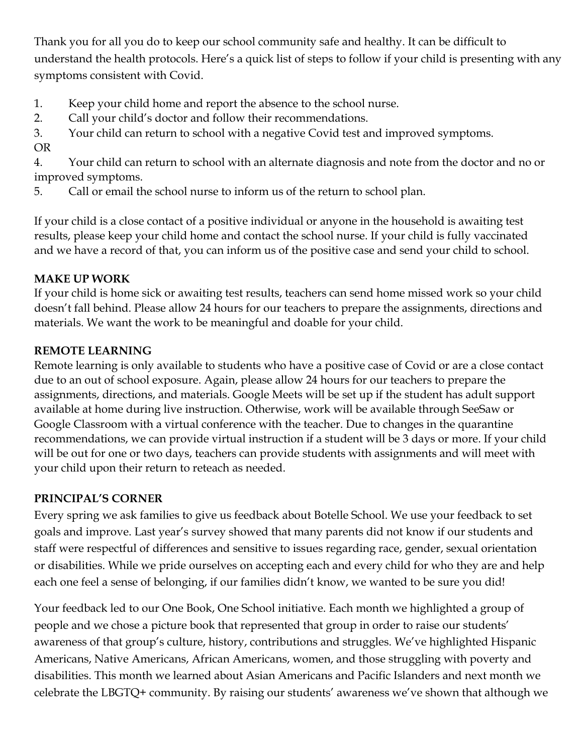Thank you for all you do to keep our school community safe and healthy. It can be difficult to understand the health protocols. Here's a quick list of steps to follow if your child is presenting with any symptoms consistent with Covid.

1. Keep your child home and report the absence to the school nurse.
2. Call your child's doctor and follow their recommendations.
3. Your child can return to school with a negative Covid test and improved symptoms.

OR

4. Your child can return to school with an alternate diagnosis and note from the doctor and no or improved symptoms.
5. Call or email the school nurse to inform us of the return to school plan.

If your child is a close contact of a positive individual or anyone in the household is awaiting test results, please keep your child home and contact the school nurse. If your child is fully vaccinated and we have a record of that, you can inform us of the positive case and send your child to school.

**MAKE UP WORK**

If your child is home sick or awaiting test results, teachers can send home missed work so your child doesn't fall behind. Please allow 24 hours for our teachers to prepare the assignments, directions and materials. We want the work to be meaningful and doable for your child.

**REMOTE LEARNING**

Remote learning is only available to students who have a positive case of Covid or are a close contact due to an out of school exposure. Again, please allow 24 hours for our teachers to prepare the assignments, directions, and materials. Google Meets will be set up if the student has adult support available at home during live instruction. Otherwise, work will be available through SeeSaw or Google Classroom with a virtual conference with the teacher. Due to changes in the quarantine recommendations, we can provide virtual instruction if a student will be 3 days or more. If your child will be out for one or two days, teachers can provide students with assignments and will meet with your child upon their return to reteach as needed.

**PRINCIPAL'S CORNER**

Every spring we ask families to give us feedback about Botelle School. We use your feedback to set goals and improve. Last year's survey showed that many parents did not know if our students and staff were respectful of differences and sensitive to issues regarding race, gender, sexual orientation or disabilities. While we pride ourselves on accepting each and every child for who they are and help each one feel a sense of belonging, if our families didn't know, we wanted to be sure you did!

Your feedback led to our One Book, One School initiative. Each month we highlighted a group of people and we chose a picture book that represented that group in order to raise our students' awareness of that group's culture, history, contributions and struggles. We've highlighted Hispanic Americans, Native Americans, African Americans, women, and those struggling with poverty and disabilities. This month we learned about Asian Americans and Pacific Islanders and next month we celebrate the LBGTQ+ community. By raising our students' awareness we've shown that although we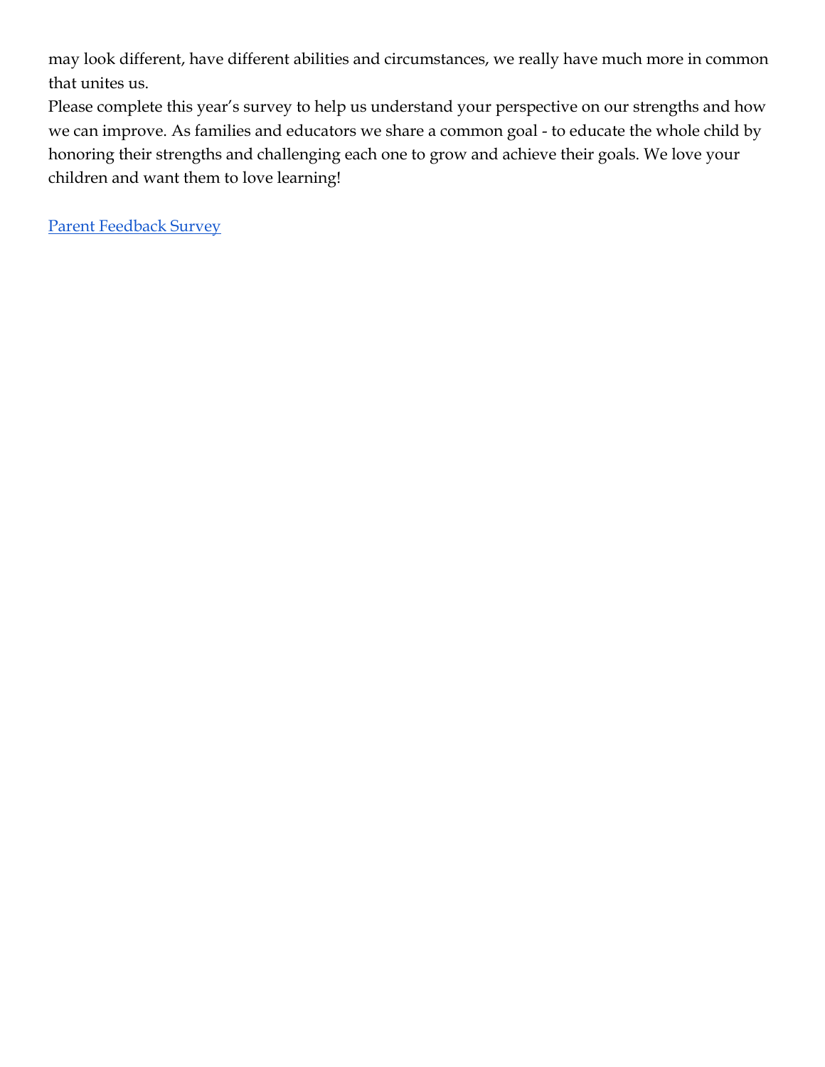may look different, have different abilities and circumstances, we really have much more in common that unites us.

Please complete this year's survey to help us understand your perspective on our strengths and how we can improve. As families and educators we share a common goal - to educate the whole child by honoring their strengths and challenging each one to grow and achieve their goals. We love your children and want them to love learning!

Parent Feedback Survey